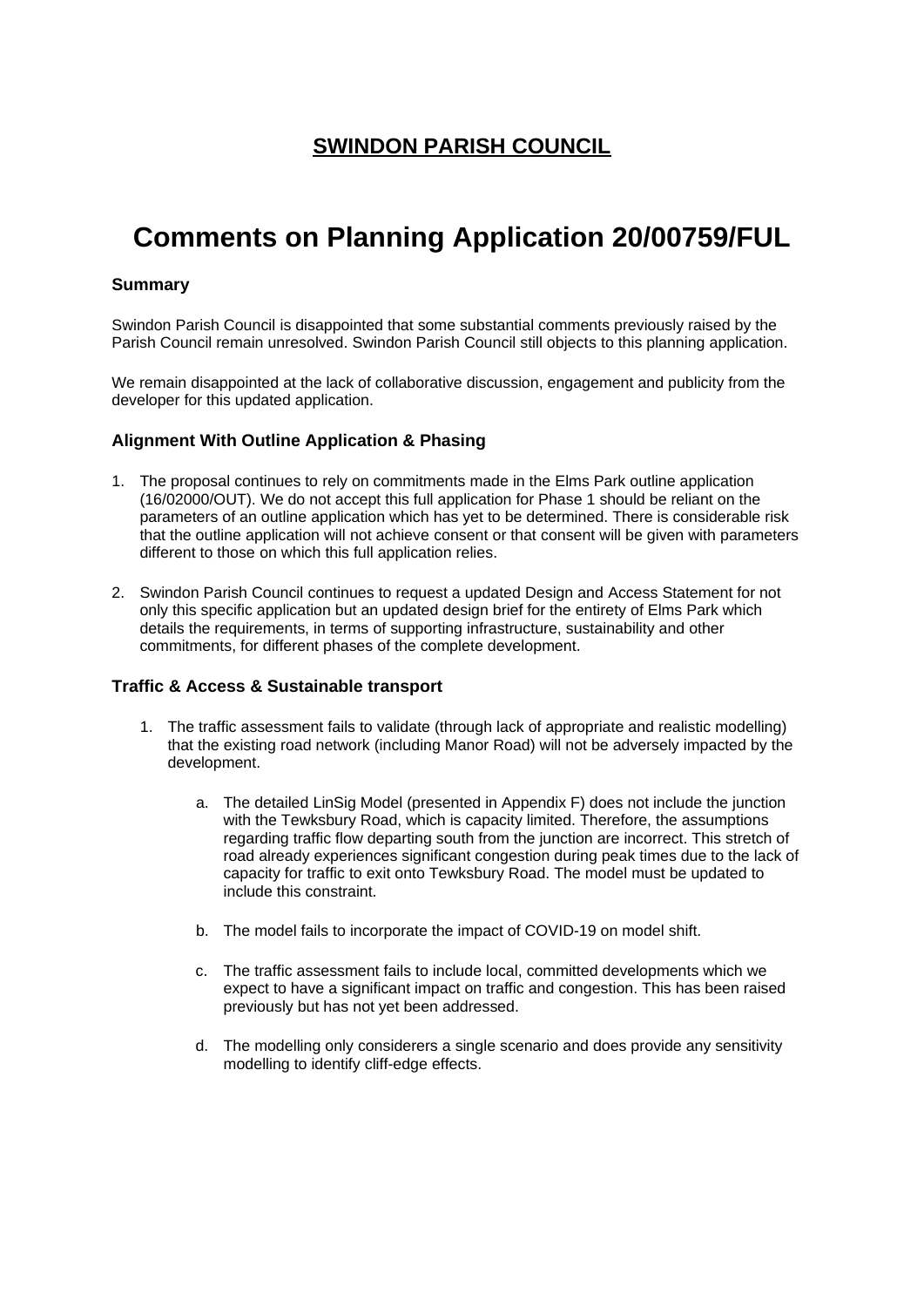# SWINDON PARISH COUNCIL

# Comments on Planning Application 20/00759/FUL

### Summary

Swindon Parish Council is disappointed that some substantial comments previously raised by the Parish Council remain unresolved. Swindon Parish Council still objects to this planning application.

We remain disappointed at the lack of collaborative discussion, engagement and publicity from the developer for this updated application.

### Alignment With Outline Application & Phasing

1. The proposal continues to rely on commitments made in the Elms Park outline application (16/02000/OUT). We do not accept this full application for Phase 1 should be reliant on the parameters of an outline application which has yet to be determined. There is considerable risk that the outline application will not achieve consent or that consent will be given with parameters different to those on which this full application relies.

2. Swindon Parish Council continues to request a updated Design and Access Statement for not only this specific application but an updated design brief for the entirety of Elms Park which details the requirements, in terms of supporting infrastructure, sustainability and other commitments, for different phases of the complete development.

### Traffic & Access & Sustainable transport

1. The traffic assessment fails to validate (through lack of appropriate and realistic modelling) that the existing road network (including Manor Road) will not be adversely impacted by the development.

    a. The detailed LinSig Model (presented in Appendix F) does not include the junction with the Tewksbury Road, which is capacity limited. Therefore, the assumptions regarding traffic flow departing south from the junction are incorrect. This stretch of road already experiences significant congestion during peak times due to the lack of capacity for traffic to exit onto Tewksbury Road. The model must be updated to include this constraint.

    b. The model fails to incorporate the impact of COVID-19 on model shift.

    c. The traffic assessment fails to include local, committed developments which we expect to have a significant impact on traffic and congestion. This has been raised previously but has not yet been addressed.

    d. The modelling only considerers a single scenario and does provide any sensitivity modelling to identify cliff-edge effects.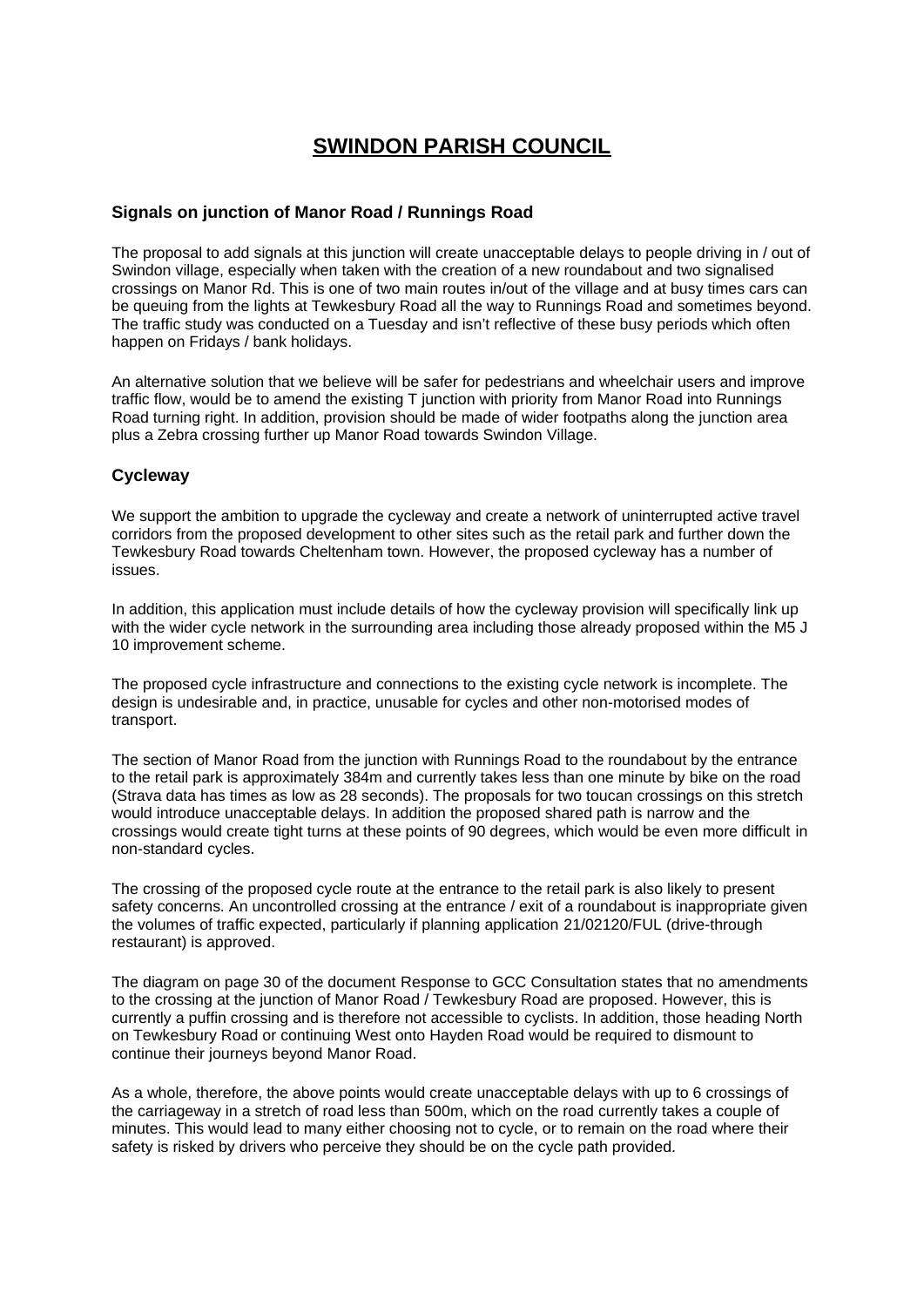# SWINDON PARISH COUNCIL

### Signals on junction of Manor Road / Runnings Road

The proposal to add signals at this junction will create unacceptable delays to people driving in / out of Swindon village, especially when taken with the creation of a new roundabout and two signalised crossings on Manor Rd. This is one of two main routes in/out of the village and at busy times cars can be queuing from the lights at Tewkesbury Road all the way to Runnings Road and sometimes beyond. The traffic study was conducted on a Tuesday and isn't reflective of these busy periods which often happen on Fridays / bank holidays.

An alternative solution that we believe will be safer for pedestrians and wheelchair users and improve traffic flow, would be to amend the existing T junction with priority from Manor Road into Runnings Road turning right. In addition, provision should be made of wider footpaths along the junction area plus a Zebra crossing further up Manor Road towards Swindon Village.

### Cycleway

We support the ambition to upgrade the cycleway and create a network of uninterrupted active travel corridors from the proposed development to other sites such as the retail park and further down the Tewkesbury Road towards Cheltenham town. However, the proposed cycleway has a number of issues.

In addition, this application must include details of how the cycleway provision will specifically link up with the wider cycle network in the surrounding area including those already proposed within the M5 J 10 improvement scheme.

The proposed cycle infrastructure and connections to the existing cycle network is incomplete. The design is undesirable and, in practice, unusable for cycles and other non-motorised modes of transport.

The section of Manor Road from the junction with Runnings Road to the roundabout by the entrance to the retail park is approximately 384m and currently takes less than one minute by bike on the road (Strava data has times as low as 28 seconds). The proposals for two toucan crossings on this stretch would introduce unacceptable delays. In addition the proposed shared path is narrow and the crossings would create tight turns at these points of 90 degrees, which would be even more difficult in non-standard cycles.

The crossing of the proposed cycle route at the entrance to the retail park is also likely to present safety concerns. An uncontrolled crossing at the entrance / exit of a roundabout is inappropriate given the volumes of traffic expected, particularly if planning application 21/02120/FUL (drive-through restaurant) is approved.

The diagram on page 30 of the document Response to GCC Consultation states that no amendments to the crossing at the junction of Manor Road / Tewkesbury Road are proposed. However, this is currently a puffin crossing and is therefore not accessible to cyclists. In addition, those heading North on Tewkesbury Road or continuing West onto Hayden Road would be required to dismount to continue their journeys beyond Manor Road.

As a whole, therefore, the above points would create unacceptable delays with up to 6 crossings of the carriageway in a stretch of road less than 500m, which on the road currently takes a couple of minutes. This would lead to many either choosing not to cycle, or to remain on the road where their safety is risked by drivers who perceive they should be on the cycle path provided.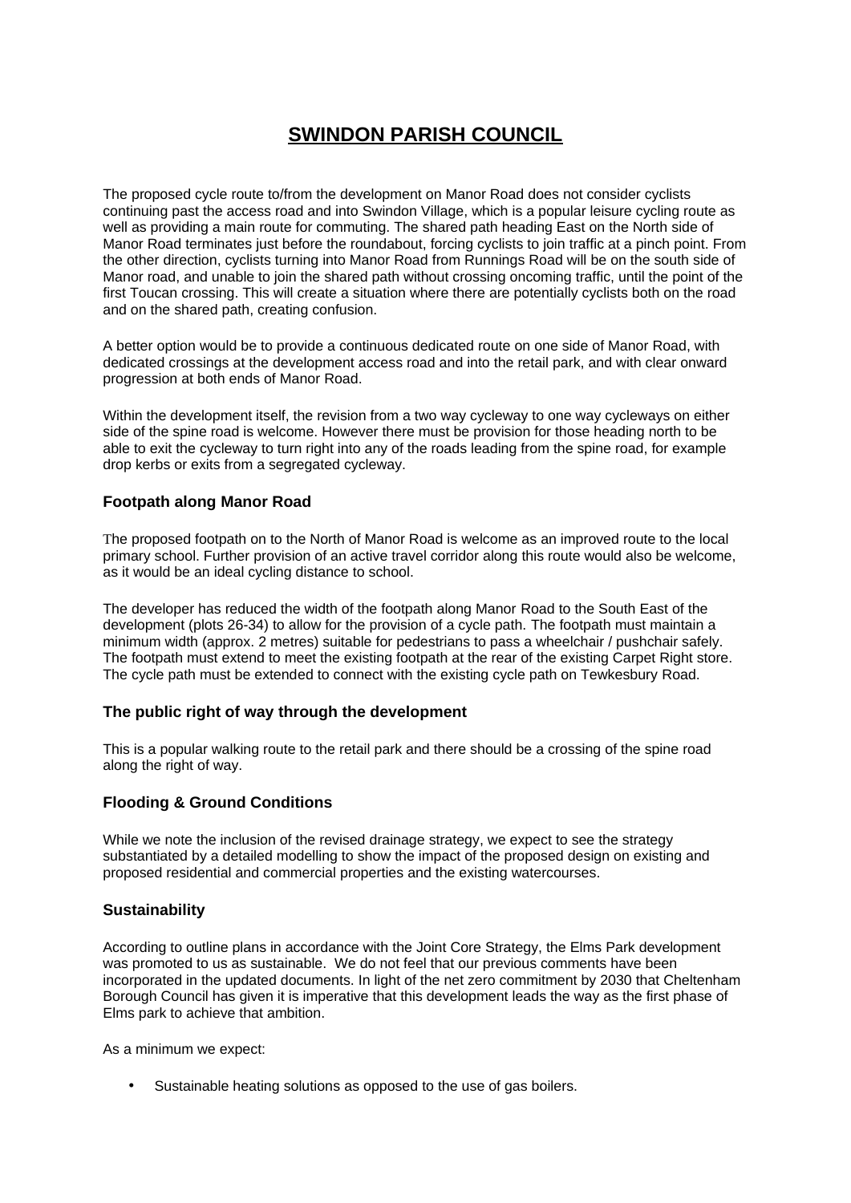# SWINDON PARISH COUNCIL

The proposed cycle route to/from the development on Manor Road does not consider cyclists continuing past the access road and into Swindon Village, which is a popular leisure cycling route as well as providing a main route for commuting. The shared path heading East on the North side of Manor Road terminates just before the roundabout, forcing cyclists to join traffic at a pinch point. From the other direction, cyclists turning into Manor Road from Runnings Road will be on the south side of Manor road, and unable to join the shared path without crossing oncoming traffic, until the point of the first Toucan crossing. This will create a situation where there are potentially cyclists both on the road and on the shared path, creating confusion.

A better option would be to provide a continuous dedicated route on one side of Manor Road, with dedicated crossings at the development access road and into the retail park, and with clear onward progression at both ends of Manor Road.

Within the development itself, the revision from a two way cycleway to one way cycleways on either side of the spine road is welcome. However there must be provision for those heading north to be able to exit the cycleway to turn right into any of the roads leading from the spine road, for example drop kerbs or exits from a segregated cycleway.

### Footpath along Manor Road

The proposed footpath on to the North of Manor Road is welcome as an improved route to the local primary school. Further provision of an active travel corridor along this route would also be welcome, as it would be an ideal cycling distance to school.

The developer has reduced the width of the footpath along Manor Road to the South East of the development (plots 26-34) to allow for the provision of a cycle path. The footpath must maintain a minimum width (approx. 2 metres) suitable for pedestrians to pass a wheelchair / pushchair safely. The footpath must extend to meet the existing footpath at the rear of the existing Carpet Right store. The cycle path must be extended to connect with the existing cycle path on Tewkesbury Road.

### The public right of way through the development

This is a popular walking route to the retail park and there should be a crossing of the spine road along the right of way.

### Flooding & Ground Conditions

While we note the inclusion of the revised drainage strategy, we expect to see the strategy substantiated by a detailed modelling to show the impact of the proposed design on existing and proposed residential and commercial properties and the existing watercourses.

### Sustainability

According to outline plans in accordance with the Joint Core Strategy, the Elms Park development was promoted to us as sustainable. We do not feel that our previous comments have been incorporated in the updated documents. In light of the net zero commitment by 2030 that Cheltenham Borough Council has given it is imperative that this development leads the way as the first phase of Elms park to achieve that ambition.

As a minimum we expect:

- Sustainable heating solutions as opposed to the use of gas boilers.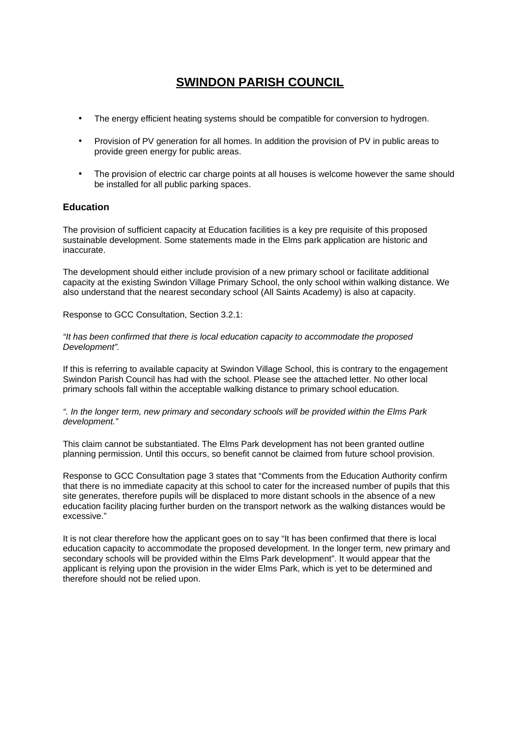# SWINDON PARISH COUNCIL

- The energy efficient heating systems should be compatible for conversion to hydrogen.
- Provision of PV generation for all homes. In addition the provision of PV in public areas to provide green energy for public areas.
- The provision of electric car charge points at all houses is welcome however the same should be installed for all public parking spaces.

### Education

The provision of sufficient capacity at Education facilities is a key pre requisite of this proposed sustainable development. Some statements made in the Elms park application are historic and inaccurate.

The development should either include provision of a new primary school or facilitate additional capacity at the existing Swindon Village Primary School, the only school within walking distance. We also understand that the nearest secondary school (All Saints Academy) is also at capacity.

Response to GCC Consultation, Section 3.2.1:

*"It has been confirmed that there is local education capacity to accommodate the proposed Development".*

If this is referring to available capacity at Swindon Village School, this is contrary to the engagement Swindon Parish Council has had with the school. Please see the attached letter. No other local primary schools fall within the acceptable walking distance to primary school education.

*". In the longer term, new primary and secondary schools will be provided within the Elms Park development."*

This claim cannot be substantiated. The Elms Park development has not been granted outline planning permission. Until this occurs, so benefit cannot be claimed from future school provision.

Response to GCC Consultation page 3 states that "Comments from the Education Authority confirm that there is no immediate capacity at this school to cater for the increased number of pupils that this site generates, therefore pupils will be displaced to more distant schools in the absence of a new education facility placing further burden on the transport network as the walking distances would be excessive."

It is not clear therefore how the applicant goes on to say "It has been confirmed that there is local education capacity to accommodate the proposed development. In the longer term, new primary and secondary schools will be provided within the Elms Park development". It would appear that the applicant is relying upon the provision in the wider Elms Park, which is yet to be determined and therefore should not be relied upon.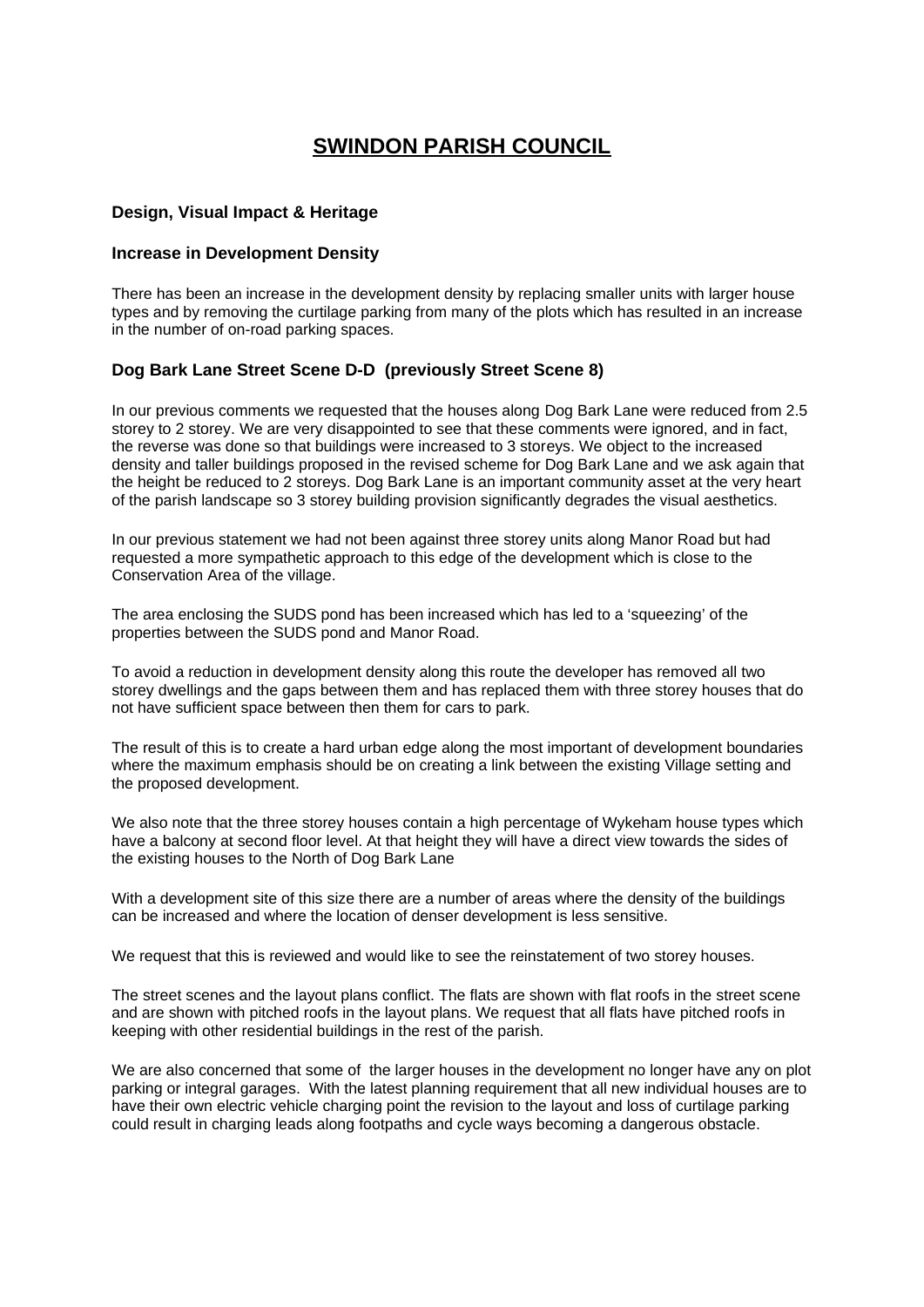# SWINDON PARISH COUNCIL

### Design, Visual Impact & Heritage

### Increase in Development Density

There has been an increase in the development density by replacing smaller units with larger house types and by removing the curtilage parking from many of the plots which has resulted in an increase in the number of on-road parking spaces.

### Dog Bark Lane Street Scene D-D (previously Street Scene 8)

In our previous comments we requested that the houses along Dog Bark Lane were reduced from 2.5 storey to 2 storey. We are very disappointed to see that these comments were ignored, and in fact, the reverse was done so that buildings were increased to 3 storeys. We object to the increased density and taller buildings proposed in the revised scheme for Dog Bark Lane and we ask again that the height be reduced to 2 storeys. Dog Bark Lane is an important community asset at the very heart of the parish landscape so 3 storey building provision significantly degrades the visual aesthetics.

In our previous statement we had not been against three storey units along Manor Road but had requested a more sympathetic approach to this edge of the development which is close to the Conservation Area of the village.

The area enclosing the SUDS pond has been increased which has led to a 'squeezing' of the properties between the SUDS pond and Manor Road.

To avoid a reduction in development density along this route the developer has removed all two storey dwellings and the gaps between them and has replaced them with three storey houses that do not have sufficient space between then them for cars to park.

The result of this is to create a hard urban edge along the most important of development boundaries where the maximum emphasis should be on creating a link between the existing Village setting and the proposed development.

We also note that the three storey houses contain a high percentage of Wykeham house types which have a balcony at second floor level. At that height they will have a direct view towards the sides of the existing houses to the North of Dog Bark Lane

With a development site of this size there are a number of areas where the density of the buildings can be increased and where the location of denser development is less sensitive.

We request that this is reviewed and would like to see the reinstatement of two storey houses.

The street scenes and the layout plans conflict. The flats are shown with flat roofs in the street scene and are shown with pitched roofs in the layout plans. We request that all flats have pitched roofs in keeping with other residential buildings in the rest of the parish.

We are also concerned that some of the larger houses in the development no longer have any on plot parking or integral garages. With the latest planning requirement that all new individual houses are to have their own electric vehicle charging point the revision to the layout and loss of curtilage parking could result in charging leads along footpaths and cycle ways becoming a dangerous obstacle.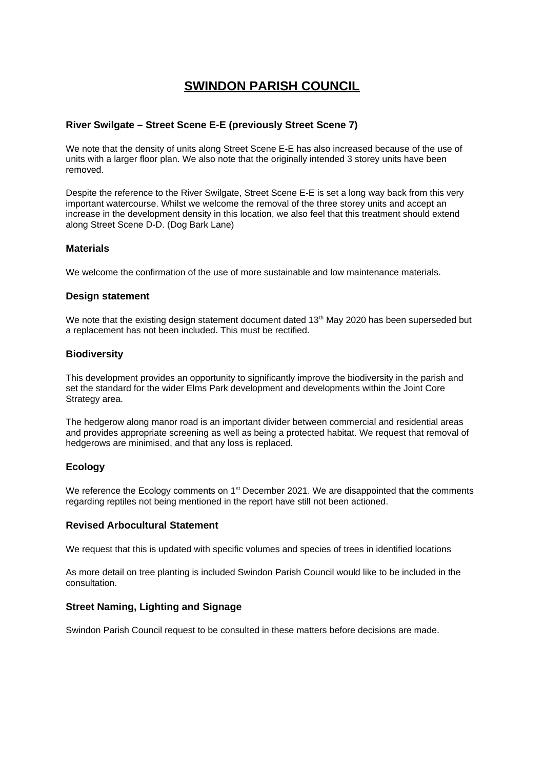# SWINDON PARISH COUNCIL

### River Swilgate – Street Scene E-E (previously Street Scene 7)

We note that the density of units along Street Scene E-E has also increased because of the use of units with a larger floor plan. We also note that the originally intended 3 storey units have been removed.

Despite the reference to the River Swilgate, Street Scene E-E is set a long way back from this very important watercourse. Whilst we welcome the removal of the three storey units and accept an increase in the development density in this location, we also feel that this treatment should extend along Street Scene D-D. (Dog Bark Lane)

### Materials

We welcome the confirmation of the use of more sustainable and low maintenance materials.

### Design statement

We note that the existing design statement document dated 13th May 2020 has been superseded but a replacement has not been included. This must be rectified.

### Biodiversity

This development provides an opportunity to significantly improve the biodiversity in the parish and set the standard for the wider Elms Park development and developments within the Joint Core Strategy area.

The hedgerow along manor road is an important divider between commercial and residential areas and provides appropriate screening as well as being a protected habitat. We request that removal of hedgerows are minimised, and that any loss is replaced.

### Ecology

We reference the Ecology comments on 1st December 2021. We are disappointed that the comments regarding reptiles not being mentioned in the report have still not been actioned.

### Revised Arbocultural Statement

We request that this is updated with specific volumes and species of trees in identified locations

As more detail on tree planting is included Swindon Parish Council would like to be included in the consultation.

### Street Naming, Lighting and Signage

Swindon Parish Council request to be consulted in these matters before decisions are made.